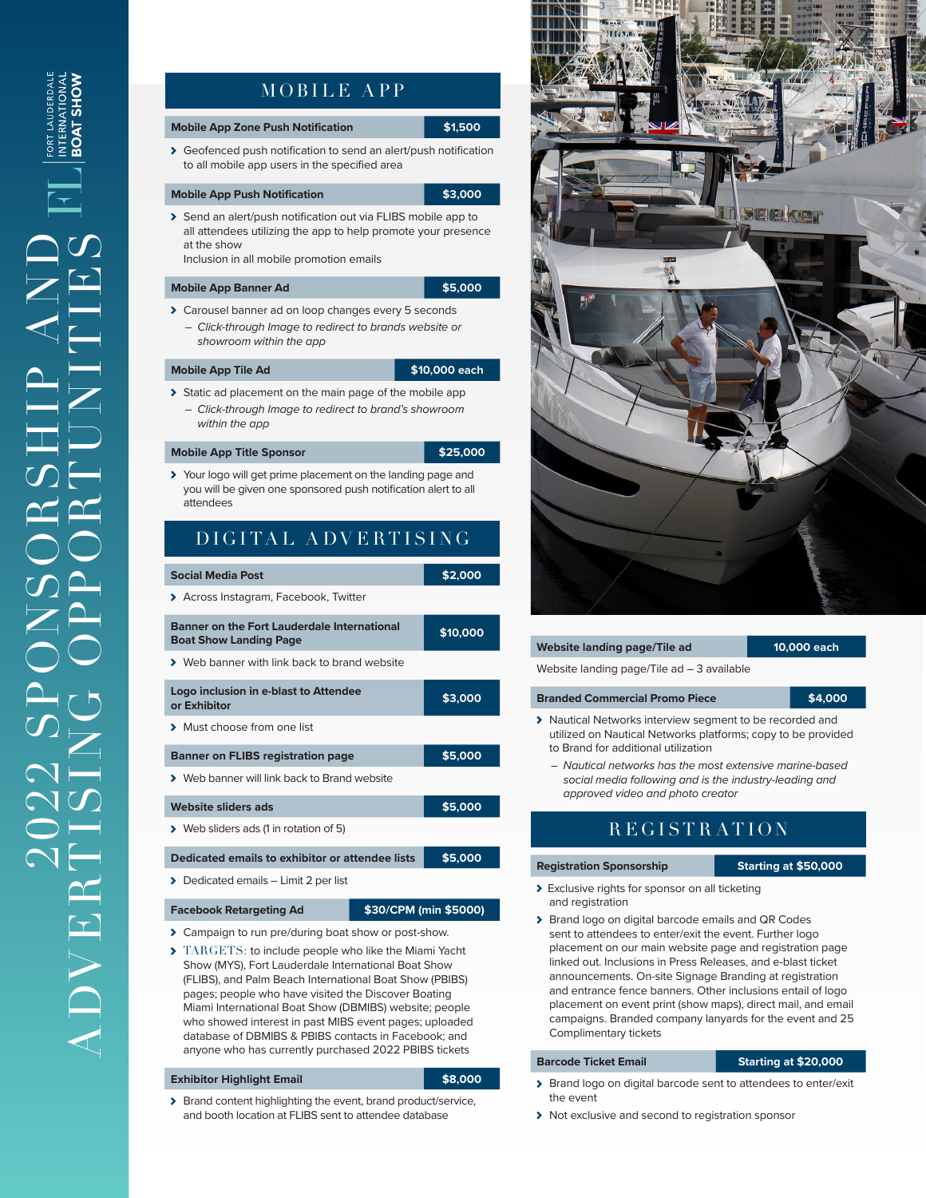# 2022 SPONSORSHIP AND ADVERTISING OPPORTUNITIES

FL FORT LAUDERDALE INTERNATIONAL BOAT SHOW

## MOBILE APP

**Mobile App Zone Push Notification** — **$1,500**

- Geofenced push notification to send an alert/push notification to all mobile app users in the specified area

**Mobile App Push Notification** — **$3,000**

- Send an alert/push notification out via FLIBS mobile app to all attendees utilizing the app to help promote your presence at the show
  Inclusion in all mobile promotion emails

**Mobile App Banner Ad** — **$5,000**

- Carousel banner ad on loop changes every 5 seconds
  - *Click-through Image to redirect to brands website or showroom within the app*

**Mobile App Tile Ad** — **$10,000 each**

- Static ad placement on the main page of the mobile app
  - *Click-through Image to redirect to brand's showroom within the app*

**Mobile App Title Sponsor** — **$25,000**

- Your logo will get prime placement on the landing page and you will be given one sponsored push notification alert to all attendees

## DIGITAL ADVERTISING

**Social Media Post** — **$2,000**

- Across Instagram, Facebook, Twitter

**Banner on the Fort Lauderdale International Boat Show Landing Page** — **$10,000**

- Web banner with link back to brand website

**Logo inclusion in e-blast to Attendee or Exhibitor** — **$3,000**

- Must choose from one list

**Banner on FLIBS registration page** — **$5,000**

- Web banner will link back to Brand website

**Website sliders ads** — **$5,000**

- Web sliders ads (1 in rotation of 5)

**Dedicated emails to exhibitor or attendee lists** — **$5,000**

- Dedicated emails – Limit 2 per list

**Facebook Retargeting Ad** — **$30/CPM (min $5000)**

- Campaign to run pre/during boat show or post-show.
- TARGETS: to include people who like the Miami Yacht Show (MYS), Fort Lauderdale International Boat Show (FLIBS), and Palm Beach International Boat Show (PBIBS) pages; people who have visited the Discover Boating Miami International Boat Show (DBMIBS) website; people who showed interest in past MIBS event pages; uploaded database of DBMIBS & PBIBS contacts in Facebook; and anyone who has currently purchased 2022 PBIBS tickets

**Exhibitor Highlight Email** — **$8,000**

- Brand content highlighting the event, brand product/service, and booth location at FLIBS sent to attendee database

**Website landing page/Tile ad** — **10,000 each**

Website landing page/Tile ad – 3 available

**Branded Commercial Promo Piece** — **$4,000**

- Nautical Networks interview segment to be recorded and utilized on Nautical Networks platforms; copy to be provided to Brand for additional utilization
  - *Nautical networks has the most extensive marine-based social media following and is the industry-leading and approved video and photo creator*

## REGISTRATION

**Registration Sponsorship** — **Starting at $50,000**

- Exclusive rights for sponsor on all ticketing and registration
- Brand logo on digital barcode emails and QR Codes sent to attendees to enter/exit the event. Further logo placement on our main website page and registration page linked out. Inclusions in Press Releases, and e-blast ticket announcements. On-site Signage Branding at registration and entrance fence banners. Other inclusions entail of logo placement on event print (show maps), direct mail, and email campaigns. Branded company lanyards for the event and 25 Complimentary tickets

**Barcode Ticket Email** — **Starting at $20,000**

- Brand logo on digital barcode sent to attendees to enter/exit the event
- Not exclusive and second to registration sponsor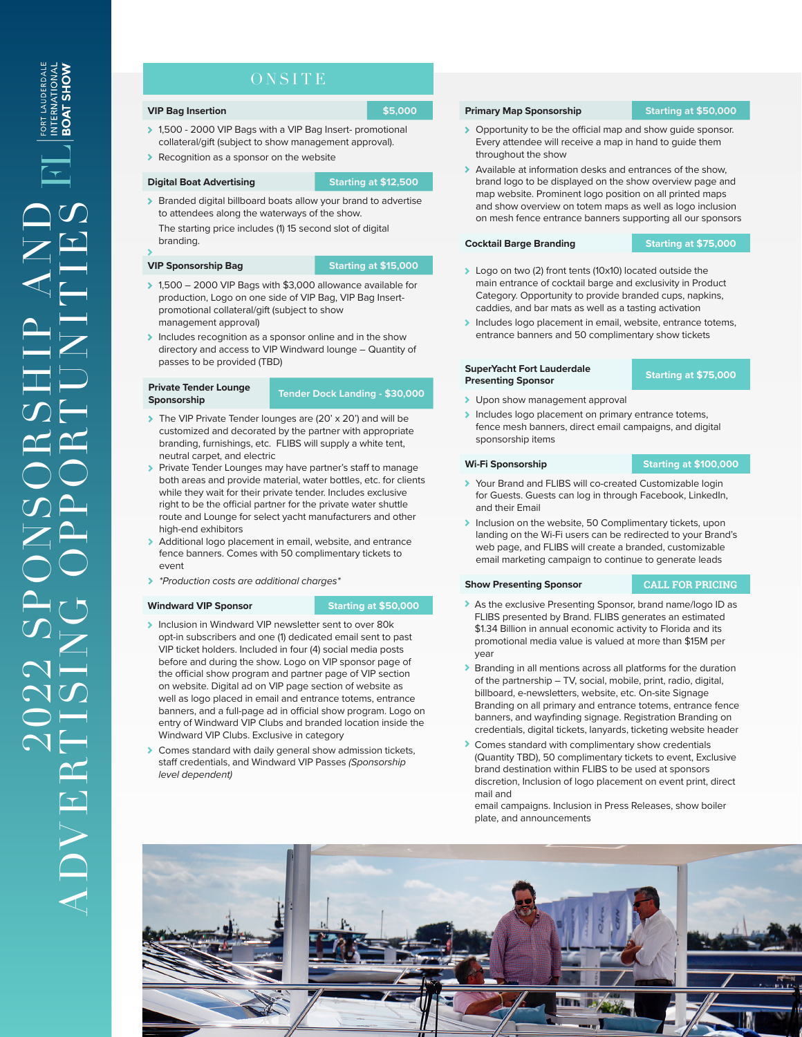# 2022 SPONSORSHIP AND ADVERTISING OPPORTUNITIES FL

FORT LAUDERDALE INTERNATIONAL **BOAT SHOW**

## ONSITE

### VIP Bag Insertion — $5,000

- 1,500 - 2000 VIP Bags with a VIP Bag Insert- promotional collateral/gift (subject to show management approval).
- Recognition as a sponsor on the website

### Digital Boat Advertising — Starting at $12,500

- Branded digital billboard boats allow your brand to advertise to attendees along the waterways of the show.
  The starting price includes (1) 15 second slot of digital branding.

### VIP Sponsorship Bag — Starting at $15,000

- 1,500 – 2000 VIP Bags with $3,000 allowance available for production, Logo on one side of VIP Bag, VIP Bag Insert- promotional collateral/gift (subject to show management approval)
- Includes recognition as a sponsor online and in the show directory and access to VIP Windward lounge – Quantity of passes to be provided (TBD)

### Private Tender Lounge Sponsorship — Tender Dock Landing - $30,000

- The VIP Private Tender lounges are (20' x 20') and will be customized and decorated by the partner with appropriate branding, furnishings, etc. FLIBS will supply a white tent, neutral carpet, and electric
- Private Tender Lounges may have partner's staff to manage both areas and provide material, water bottles, etc. for clients while they wait for their private tender. Includes exclusive right to be the official partner for the private water shuttle route and Lounge for select yacht manufacturers and other high-end exhibitors
- Additional logo placement in email, website, and entrance fence banners. Comes with 50 complimentary tickets to event
- *Production costs are additional charges*

### Windward VIP Sponsor — Starting at $50,000

- Inclusion in Windward VIP newsletter sent to over 80k opt-in subscribers and one (1) dedicated email sent to past VIP ticket holders. Included in four (4) social media posts before and during the show. Logo on VIP sponsor page of the official show program and partner page of VIP section on website. Digital ad on VIP page section of website as well as logo placed in email and entrance totems, entrance banners, and a full-page ad in official show program. Logo on entry of Windward VIP Clubs and branded location inside the Windward VIP Clubs. Exclusive in category
- Comes standard with daily general show admission tickets, staff credentials, and Windward VIP Passes *(Sponsorship level dependent)*

### Primary Map Sponsorship — Starting at $50,000

- Opportunity to be the official map and show guide sponsor. Every attendee will receive a map in hand to guide them throughout the show
- Available at information desks and entrances of the show, brand logo to be displayed on the show overview page and map website. Prominent logo position on all printed maps and show overview on totem maps as well as logo inclusion on mesh fence entrance banners supporting all our sponsors

### Cocktail Barge Branding — Starting at $75,000

- Logo on two (2) front tents (10x10) located outside the main entrance of cocktail barge and exclusivity in Product Category. Opportunity to provide branded cups, napkins, caddies, and bar mats as well as a tasting activation
- Includes logo placement in email, website, entrance totems, entrance banners and 50 complimentary show tickets

### SuperYacht Fort Lauderdale Presenting Sponsor — Starting at $75,000

- Upon show management approval
- Includes logo placement on primary entrance totems, fence mesh banners, direct email campaigns, and digital sponsorship items

### Wi-Fi Sponsorship — Starting at $100,000

- Your Brand and FLIBS will co-created Customizable login for Guests. Guests can log in through Facebook, LinkedIn, and their Email
- Inclusion on the website, 50 Complimentary tickets, upon landing on the Wi-Fi users can be redirected to your Brand's web page, and FLIBS will create a branded, customizable email marketing campaign to continue to generate leads

### Show Presenting Sponsor — CALL FOR PRICING

- As the exclusive Presenting Sponsor, brand name/logo ID as FLIBS presented by Brand. FLIBS generates an estimated $1.34 Billion in annual economic activity to Florida and its promotional media value is valued at more than $15M per year
- Branding in all mentions across all platforms for the duration of the partnership – TV, social, mobile, print, radio, digital, billboard, e-newsletters, website, etc. On-site Signage Branding on all primary and entrance totems, entrance fence banners, and wayfinding signage. Registration Branding on credentials, digital tickets, lanyards, ticketing website header
- Comes standard with complimentary show credentials (Quantity TBD), 50 complimentary tickets to event, Exclusive brand destination within FLIBS to be used at sponsors discretion, Inclusion of logo placement on event print, direct mail and
  email campaigns. Inclusion in Press Releases, show boiler plate, and announcements